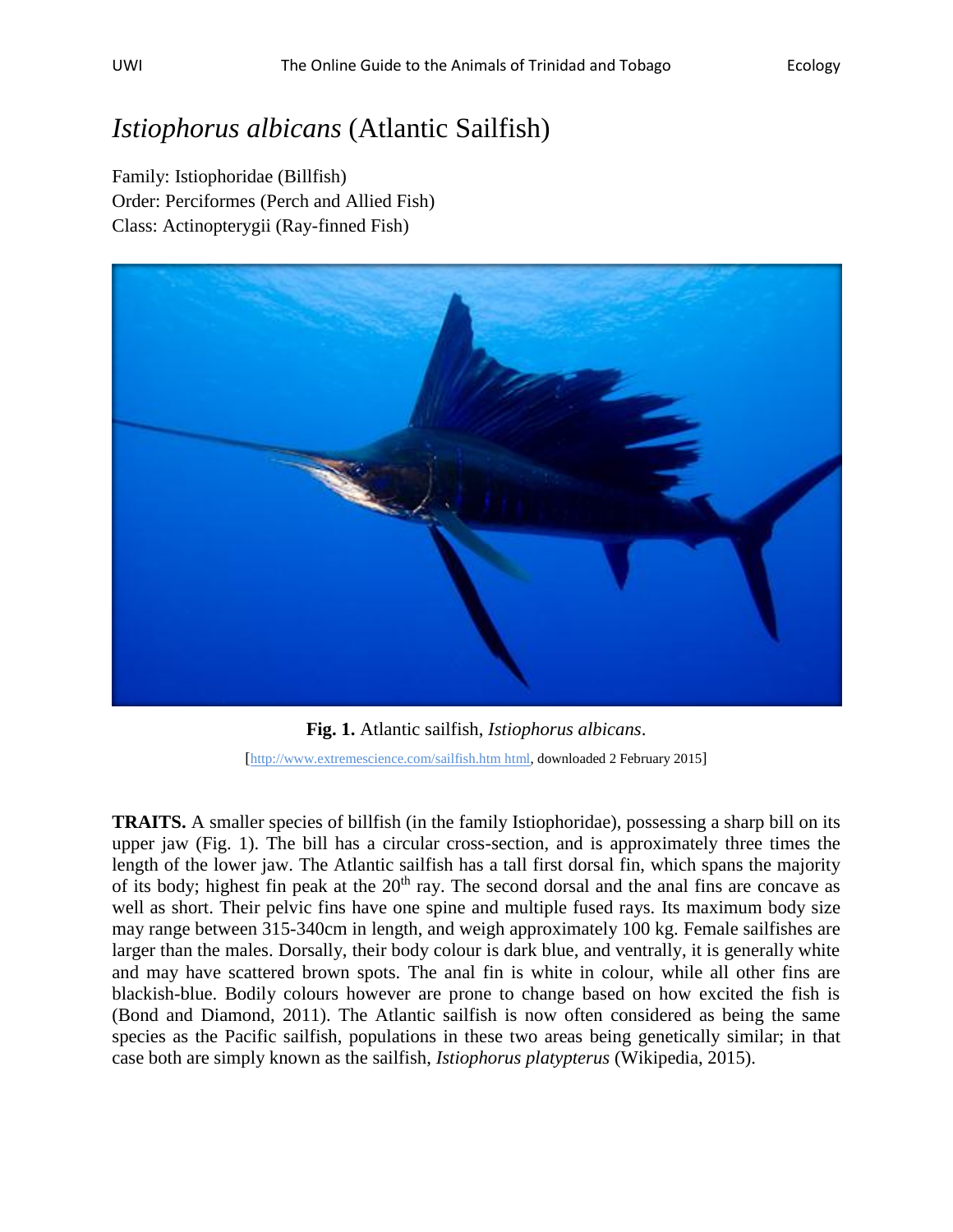# *Istiophorus albicans* (Atlantic Sailfish)

Family: Istiophoridae (Billfish)
Order: Perciformes (Perch and Allied Fish)
Class: Actinopterygii (Ray-finned Fish)

**Fig. 1.** Atlantic sailfish, *Istiophorus albicans*.

[http://www.extremescience.com/sailfish.htm html, downloaded 2 February 2015]

**TRAITS.** A smaller species of billfish (in the family Istiophoridae), possessing a sharp bill on its upper jaw (Fig. 1). The bill has a circular cross-section, and is approximately three times the length of the lower jaw. The Atlantic sailfish has a tall first dorsal fin, which spans the majority of its body; highest fin peak at the 20th ray. The second dorsal and the anal fins are concave as well as short. Their pelvic fins have one spine and multiple fused rays. Its maximum body size may range between 315-340cm in length, and weigh approximately 100 kg. Female sailfishes are larger than the males. Dorsally, their body colour is dark blue, and ventrally, it is generally white and may have scattered brown spots. The anal fin is white in colour, while all other fins are blackish-blue. Bodily colours however are prone to change based on how excited the fish is (Bond and Diamond, 2011). The Atlantic sailfish is now often considered as being the same species as the Pacific sailfish, populations in these two areas being genetically similar; in that case both are simply known as the sailfish, *Istiophorus platypterus* (Wikipedia, 2015).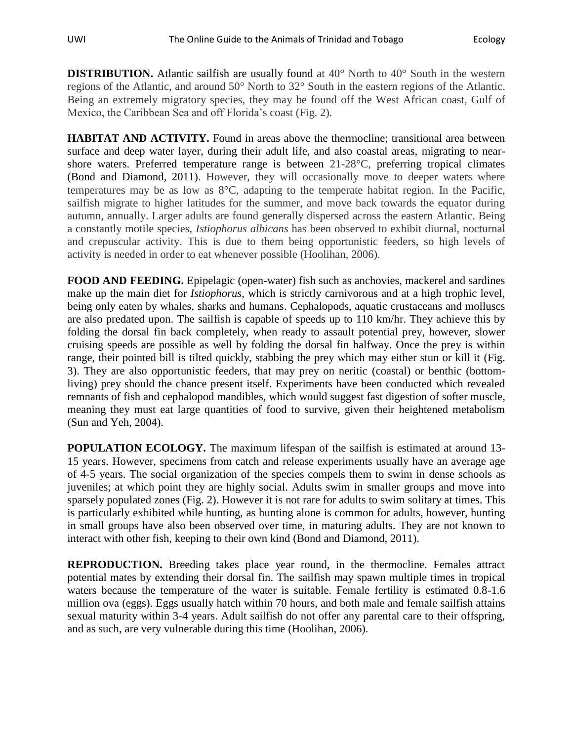**DISTRIBUTION.** Atlantic sailfish are usually found at 40° North to 40° South in the western regions of the Atlantic, and around 50° North to 32° South in the eastern regions of the Atlantic. Being an extremely migratory species, they may be found off the West African coast, Gulf of Mexico, the Caribbean Sea and off Florida's coast (Fig. 2).

**HABITAT AND ACTIVITY.** Found in areas above the thermocline; transitional area between surface and deep water layer, during their adult life, and also coastal areas, migrating to near-shore waters. Preferred temperature range is between 21-28°C, preferring tropical climates (Bond and Diamond, 2011). However, they will occasionally move to deeper waters where temperatures may be as low as 8°C, adapting to the temperate habitat region. In the Pacific, sailfish migrate to higher latitudes for the summer, and move back towards the equator during autumn, annually. Larger adults are found generally dispersed across the eastern Atlantic. Being a constantly motile species, *Istiophorus albicans* has been observed to exhibit diurnal, nocturnal and crepuscular activity. This is due to them being opportunistic feeders, so high levels of activity is needed in order to eat whenever possible (Hoolihan, 2006).

**FOOD AND FEEDING.** Epipelagic (open-water) fish such as anchovies, mackerel and sardines make up the main diet for *Istiophorus,* which is strictly carnivorous and at a high trophic level, being only eaten by whales, sharks and humans. Cephalopods, aquatic crustaceans and molluscs are also predated upon. The sailfish is capable of speeds up to 110 km/hr. They achieve this by folding the dorsal fin back completely, when ready to assault potential prey, however, slower cruising speeds are possible as well by folding the dorsal fin halfway. Once the prey is within range, their pointed bill is tilted quickly, stabbing the prey which may either stun or kill it (Fig. 3). They are also opportunistic feeders, that may prey on neritic (coastal) or benthic (bottom-living) prey should the chance present itself. Experiments have been conducted which revealed remnants of fish and cephalopod mandibles, which would suggest fast digestion of softer muscle, meaning they must eat large quantities of food to survive, given their heightened metabolism (Sun and Yeh, 2004).

**POPULATION ECOLOGY.** The maximum lifespan of the sailfish is estimated at around 13-15 years. However, specimens from catch and release experiments usually have an average age of 4-5 years. The social organization of the species compels them to swim in dense schools as juveniles; at which point they are highly social. Adults swim in smaller groups and move into sparsely populated zones (Fig. 2). However it is not rare for adults to swim solitary at times. This is particularly exhibited while hunting, as hunting alone is common for adults, however, hunting in small groups have also been observed over time, in maturing adults. They are not known to interact with other fish, keeping to their own kind (Bond and Diamond, 2011).

**REPRODUCTION.** Breeding takes place year round, in the thermocline. Females attract potential mates by extending their dorsal fin. The sailfish may spawn multiple times in tropical waters because the temperature of the water is suitable. Female fertility is estimated 0.8-1.6 million ova (eggs). Eggs usually hatch within 70 hours, and both male and female sailfish attains sexual maturity within 3-4 years. Adult sailfish do not offer any parental care to their offspring, and as such, are very vulnerable during this time (Hoolihan, 2006).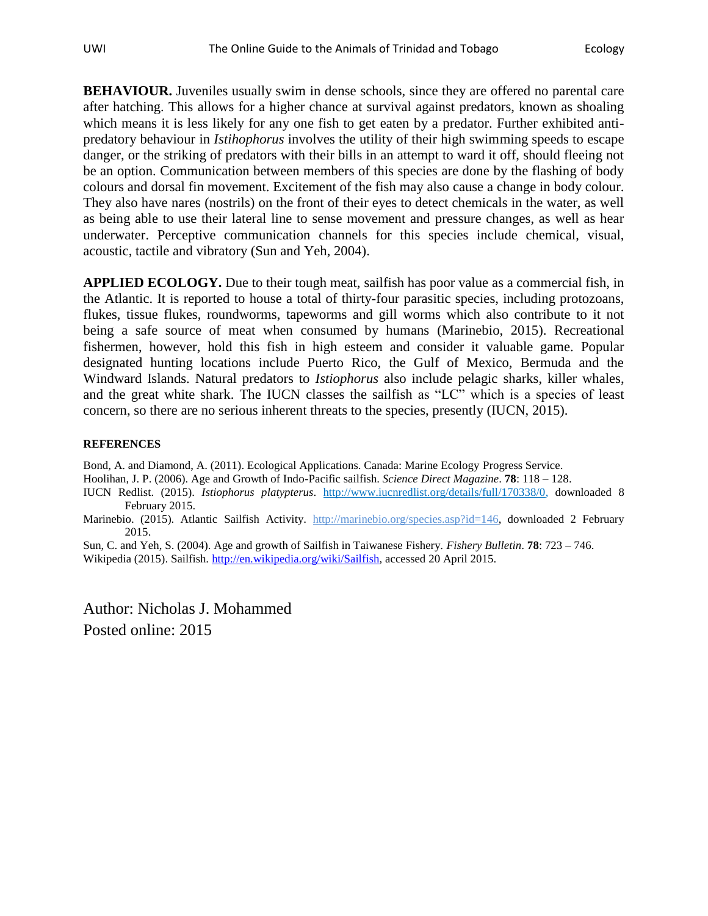**BEHAVIOUR.** Juveniles usually swim in dense schools, since they are offered no parental care after hatching. This allows for a higher chance at survival against predators, known as shoaling which means it is less likely for any one fish to get eaten by a predator. Further exhibited anti-predatory behaviour in *Istihophorus* involves the utility of their high swimming speeds to escape danger, or the striking of predators with their bills in an attempt to ward it off, should fleeing not be an option. Communication between members of this species are done by the flashing of body colours and dorsal fin movement. Excitement of the fish may also cause a change in body colour. They also have nares (nostrils) on the front of their eyes to detect chemicals in the water, as well as being able to use their lateral line to sense movement and pressure changes, as well as hear underwater. Perceptive communication channels for this species include chemical, visual, acoustic, tactile and vibratory (Sun and Yeh, 2004).

**APPLIED ECOLOGY.** Due to their tough meat, sailfish has poor value as a commercial fish, in the Atlantic. It is reported to house a total of thirty-four parasitic species, including protozoans, flukes, tissue flukes, roundworms, tapeworms and gill worms which also contribute to it not being a safe source of meat when consumed by humans (Marinebio, 2015). Recreational fishermen, however, hold this fish in high esteem and consider it valuable game. Popular designated hunting locations include Puerto Rico, the Gulf of Mexico, Bermuda and the Windward Islands. Natural predators to *Istiophorus* also include pelagic sharks, killer whales, and the great white shark. The IUCN classes the sailfish as "LC" which is a species of least concern, so there are no serious inherent threats to the species, presently (IUCN, 2015).

**REFERENCES**

Bond, A. and Diamond, A. (2011). Ecological Applications. Canada: Marine Ecology Progress Service.

Hoolihan, J. P. (2006). Age and Growth of Indo-Pacific sailfish. *Science Direct Magazine*. **78**: 118 – 128.

IUCN Redlist. (2015). *Istiophorus platypterus*. http://www.iucnredlist.org/details/full/170338/0, downloaded 8 February 2015.

Marinebio. (2015). Atlantic Sailfish Activity. http://marinebio.org/species.asp?id=146, downloaded 2 February 2015.

Sun, C. and Yeh, S. (2004). Age and growth of Sailfish in Taiwanese Fishery. *Fishery Bulletin*. **78**: 723 – 746.

Wikipedia (2015). Sailfish. http://en.wikipedia.org/wiki/Sailfish, accessed 20 April 2015.

Author: Nicholas J. Mohammed
Posted online: 2015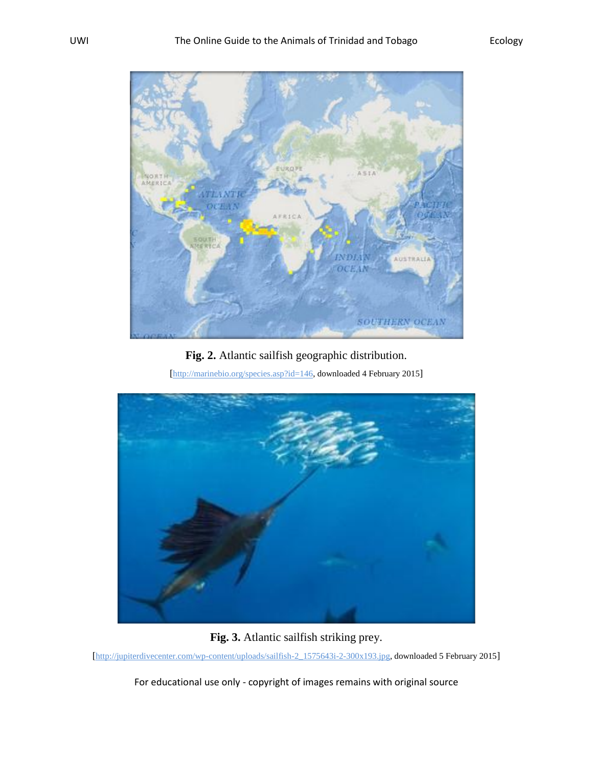**Fig. 2.** Atlantic sailfish geographic distribution.

[http://marinebio.org/species.asp?id=146, downloaded 4 February 2015]

**Fig. 3.** Atlantic sailfish striking prey.

[http://jupiterdivecenter.com/wp-content/uploads/sailfish-2_1575643i-2-300x193.jpg, downloaded 5 February 2015]